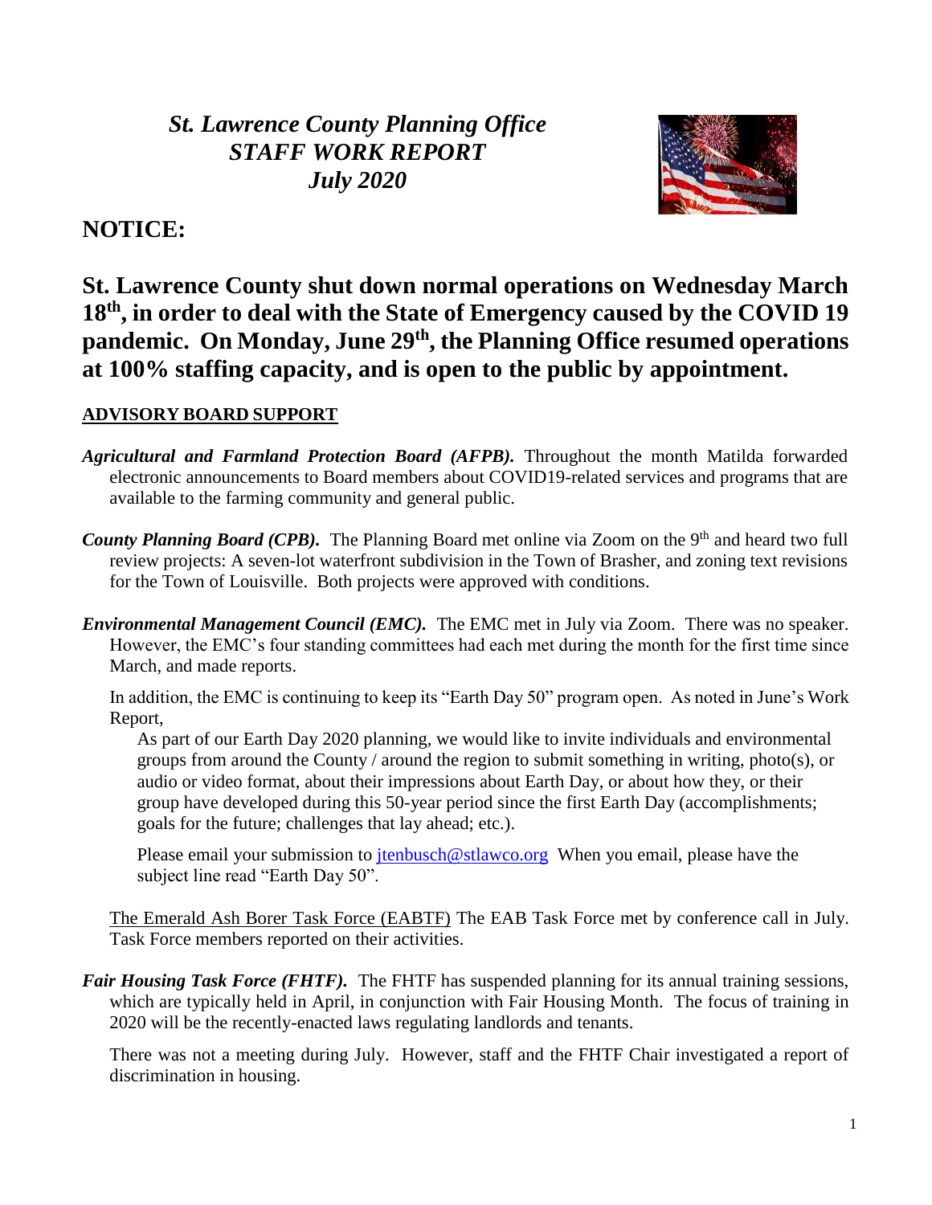# *St. Lawrence County Planning Office*
# *STAFF WORK REPORT*
# *July 2020*

## NOTICE:

## St. Lawrence County shut down normal operations on Wednesday March 18th, in order to deal with the State of Emergency caused by the COVID 19 pandemic. On Monday, June 29th, the Planning Office resumed operations at 100% staffing capacity, and is open to the public by appointment.

### ADVISORY BOARD SUPPORT

***Agricultural and Farmland Protection Board (AFPB).*** Throughout the month Matilda forwarded electronic announcements to Board members about COVID19-related services and programs that are available to the farming community and general public.

***County Planning Board (CPB).*** The Planning Board met online via Zoom on the 9th and heard two full review projects: A seven-lot waterfront subdivision in the Town of Brasher, and zoning text revisions for the Town of Louisville. Both projects were approved with conditions.

***Environmental Management Council (EMC).*** The EMC met in July via Zoom. There was no speaker. However, the EMC's four standing committees had each met during the month for the first time since March, and made reports.

In addition, the EMC is continuing to keep its "Earth Day 50" program open. As noted in June's Work Report,

> As part of our Earth Day 2020 planning, we would like to invite individuals and environmental groups from around the County / around the region to submit something in writing, photo(s), or audio or video format, about their impressions about Earth Day, or about how they, or their group have developed during this 50-year period since the first Earth Day (accomplishments; goals for the future; challenges that lay ahead; etc.).
>
> Please email your submission to jtenbusch@stlawco.org When you email, please have the subject line read "Earth Day 50".

The Emerald Ash Borer Task Force (EABTF) The EAB Task Force met by conference call in July. Task Force members reported on their activities.

***Fair Housing Task Force (FHTF).*** The FHTF has suspended planning for its annual training sessions, which are typically held in April, in conjunction with Fair Housing Month. The focus of training in 2020 will be the recently-enacted laws regulating landlords and tenants.

There was not a meeting during July. However, staff and the FHTF Chair investigated a report of discrimination in housing.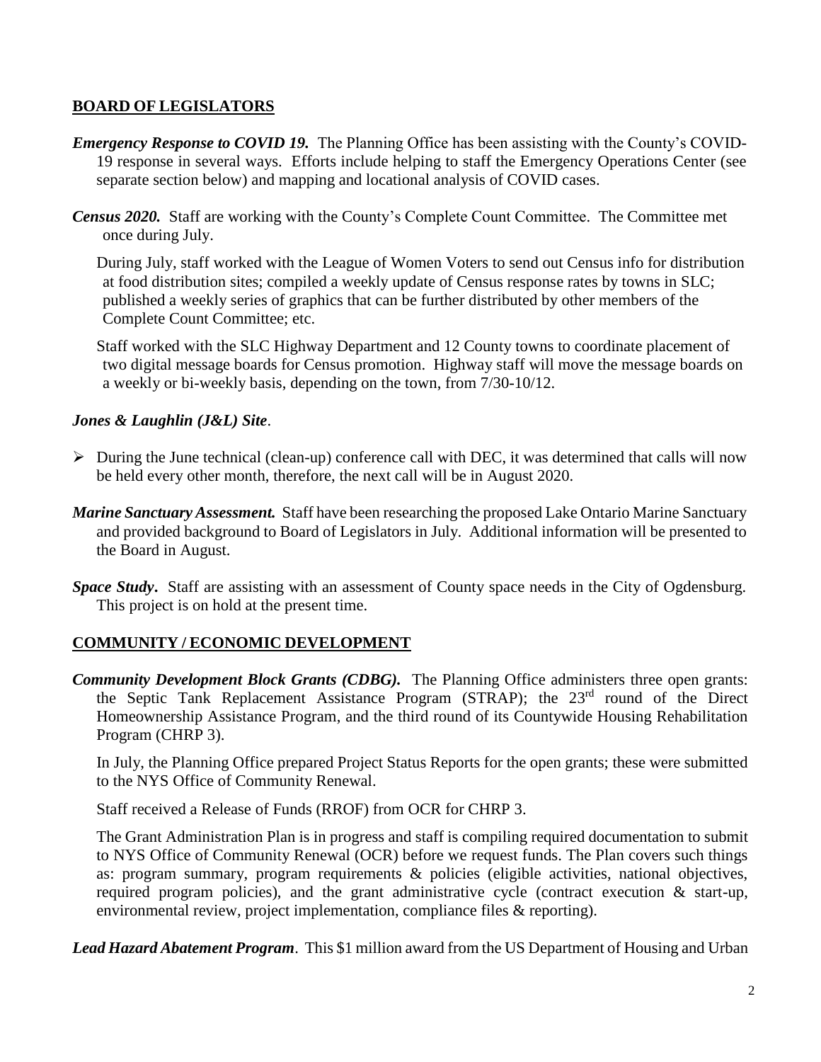## BOARD OF LEGISLATORS

***Emergency Response to COVID 19.*** The Planning Office has been assisting with the County's COVID-19 response in several ways. Efforts include helping to staff the Emergency Operations Center (see separate section below) and mapping and locational analysis of COVID cases.

***Census 2020.*** Staff are working with the County's Complete Count Committee. The Committee met once during July.

During July, staff worked with the League of Women Voters to send out Census info for distribution at food distribution sites; compiled a weekly update of Census response rates by towns in SLC; published a weekly series of graphics that can be further distributed by other members of the Complete Count Committee; etc.

Staff worked with the SLC Highway Department and 12 County towns to coordinate placement of two digital message boards for Census promotion. Highway staff will move the message boards on a weekly or bi-weekly basis, depending on the town, from 7/30-10/12.

***Jones & Laughlin (J&L) Site*.**

- During the June technical (clean-up) conference call with DEC, it was determined that calls will now be held every other month, therefore, the next call will be in August 2020.

***Marine Sanctuary Assessment.*** Staff have been researching the proposed Lake Ontario Marine Sanctuary and provided background to Board of Legislators in July. Additional information will be presented to the Board in August.

***Space Study*.** Staff are assisting with an assessment of County space needs in the City of Ogdensburg. This project is on hold at the present time.

## COMMUNITY / ECONOMIC DEVELOPMENT

***Community Development Block Grants (CDBG).*** The Planning Office administers three open grants: the Septic Tank Replacement Assistance Program (STRAP); the 23rd round of the Direct Homeownership Assistance Program, and the third round of its Countywide Housing Rehabilitation Program (CHRP 3).

In July, the Planning Office prepared Project Status Reports for the open grants; these were submitted to the NYS Office of Community Renewal.

Staff received a Release of Funds (RROF) from OCR for CHRP 3.

The Grant Administration Plan is in progress and staff is compiling required documentation to submit to NYS Office of Community Renewal (OCR) before we request funds. The Plan covers such things as: program summary, program requirements & policies (eligible activities, national objectives, required program policies), and the grant administrative cycle (contract execution & start-up, environmental review, project implementation, compliance files & reporting).

***Lead Hazard Abatement Program*.** This $1 million award from the US Department of Housing and Urban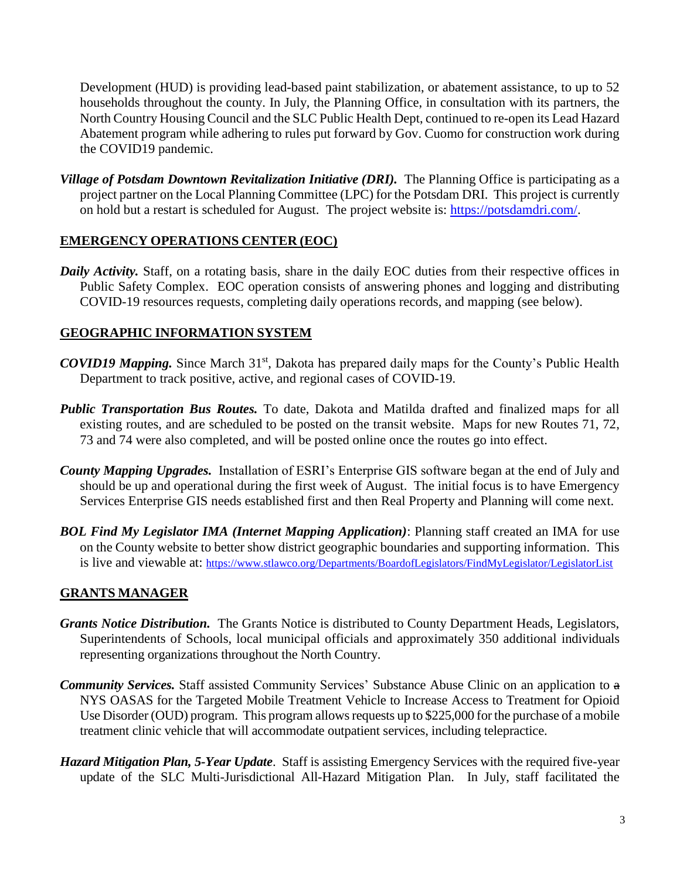Development (HUD) is providing lead-based paint stabilization, or abatement assistance, to up to 52 households throughout the county. In July, the Planning Office, in consultation with its partners, the North Country Housing Council and the SLC Public Health Dept, continued to re-open its Lead Hazard Abatement program while adhering to rules put forward by Gov. Cuomo for construction work during the COVID19 pandemic.

***Village of Potsdam Downtown Revitalization Initiative (DRI).*** The Planning Office is participating as a project partner on the Local Planning Committee (LPC) for the Potsdam DRI. This project is currently on hold but a restart is scheduled for August. The project website is: [https://potsdamdri.com/](https://potsdamdri.com/).

## EMERGENCY OPERATIONS CENTER (EOC)

***Daily Activity.*** Staff, on a rotating basis, share in the daily EOC duties from their respective offices in Public Safety Complex. EOC operation consists of answering phones and logging and distributing COVID-19 resources requests, completing daily operations records, and mapping (see below).

## GEOGRAPHIC INFORMATION SYSTEM

***COVID19 Mapping.*** Since March 31st, Dakota has prepared daily maps for the County's Public Health Department to track positive, active, and regional cases of COVID-19.

***Public Transportation Bus Routes.*** To date, Dakota and Matilda drafted and finalized maps for all existing routes, and are scheduled to be posted on the transit website. Maps for new Routes 71, 72, 73 and 74 were also completed, and will be posted online once the routes go into effect.

***County Mapping Upgrades.*** Installation of ESRI's Enterprise GIS software began at the end of July and should be up and operational during the first week of August. The initial focus is to have Emergency Services Enterprise GIS needs established first and then Real Property and Planning will come next.

***BOL Find My Legislator IMA (Internet Mapping Application)***: Planning staff created an IMA for use on the County website to better show district geographic boundaries and supporting information. This is live and viewable at: [https://www.stlawco.org/Departments/BoardofLegislators/FindMyLegislator/LegislatorList](https://www.stlawco.org/Departments/BoardofLegislators/FindMyLegislator/LegislatorList)

## GRANTS MANAGER

***Grants Notice Distribution.*** The Grants Notice is distributed to County Department Heads, Legislators, Superintendents of Schools, local municipal officials and approximately 350 additional individuals representing organizations throughout the North Country.

***Community Services.*** Staff assisted Community Services' Substance Abuse Clinic on an application to ~~a~~ NYS OASAS for the Targeted Mobile Treatment Vehicle to Increase Access to Treatment for Opioid Use Disorder (OUD) program. This program allows requests up to $225,000 for the purchase of a mobile treatment clinic vehicle that will accommodate outpatient services, including telepractice.

***Hazard Mitigation Plan, 5-Year Update***. Staff is assisting Emergency Services with the required five-year update of the SLC Multi-Jurisdictional All-Hazard Mitigation Plan. In July, staff facilitated the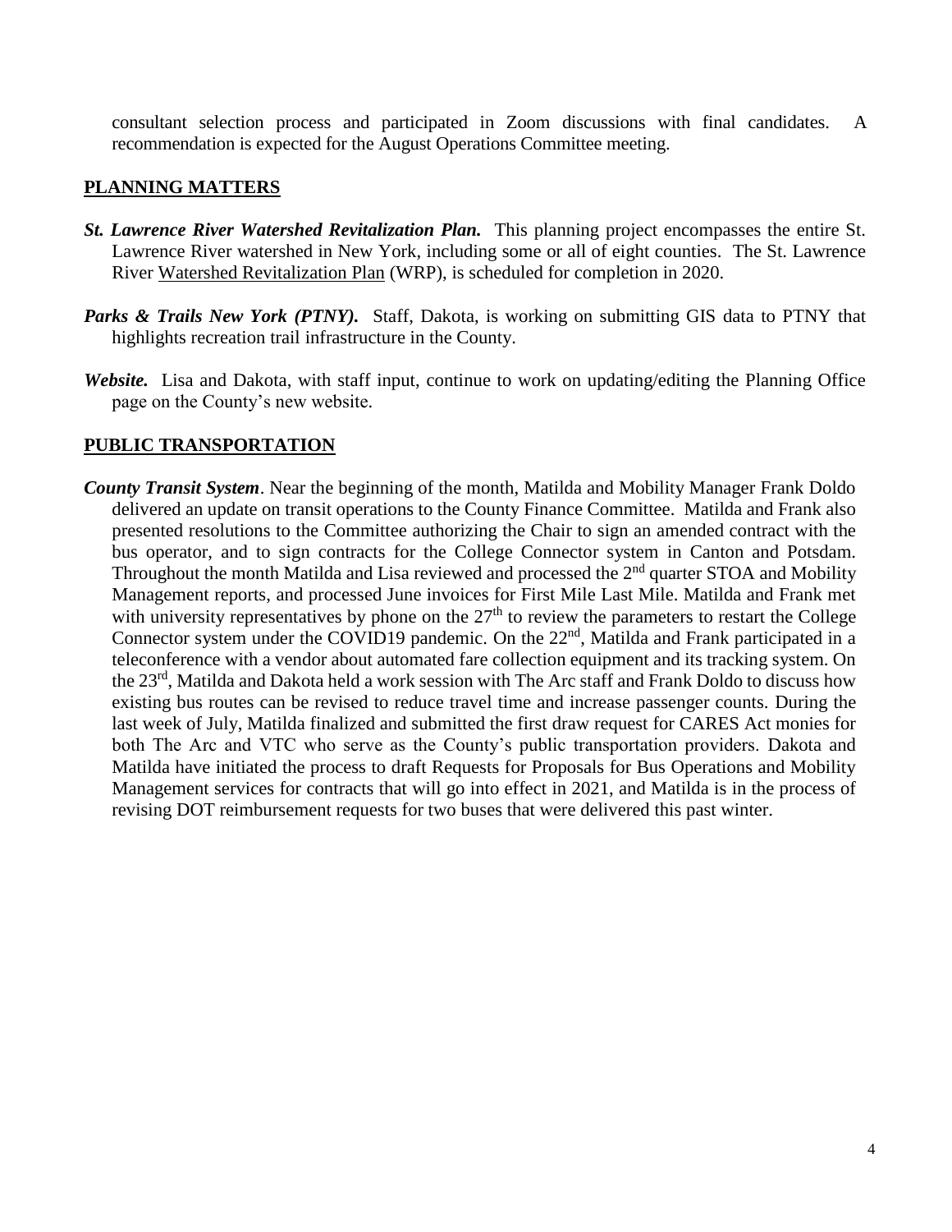consultant selection process and participated in Zoom discussions with final candidates. A recommendation is expected for the August Operations Committee meeting.

## PLANNING MATTERS

***St. Lawrence River Watershed Revitalization Plan.*** This planning project encompasses the entire St. Lawrence River watershed in New York, including some or all of eight counties. The St. Lawrence River Watershed Revitalization Plan (WRP), is scheduled for completion in 2020.

***Parks & Trails New York (PTNY).*** Staff, Dakota, is working on submitting GIS data to PTNY that highlights recreation trail infrastructure in the County.

***Website.*** Lisa and Dakota, with staff input, continue to work on updating/editing the Planning Office page on the County's new website.

## PUBLIC TRANSPORTATION

***County Transit System***. Near the beginning of the month, Matilda and Mobility Manager Frank Doldo delivered an update on transit operations to the County Finance Committee. Matilda and Frank also presented resolutions to the Committee authorizing the Chair to sign an amended contract with the bus operator, and to sign contracts for the College Connector system in Canton and Potsdam. Throughout the month Matilda and Lisa reviewed and processed the 2nd quarter STOA and Mobility Management reports, and processed June invoices for First Mile Last Mile. Matilda and Frank met with university representatives by phone on the 27th to review the parameters to restart the College Connector system under the COVID19 pandemic. On the 22nd, Matilda and Frank participated in a teleconference with a vendor about automated fare collection equipment and its tracking system. On the 23rd, Matilda and Dakota held a work session with The Arc staff and Frank Doldo to discuss how existing bus routes can be revised to reduce travel time and increase passenger counts. During the last week of July, Matilda finalized and submitted the first draw request for CARES Act monies for both The Arc and VTC who serve as the County's public transportation providers. Dakota and Matilda have initiated the process to draft Requests for Proposals for Bus Operations and Mobility Management services for contracts that will go into effect in 2021, and Matilda is in the process of revising DOT reimbursement requests for two buses that were delivered this past winter.